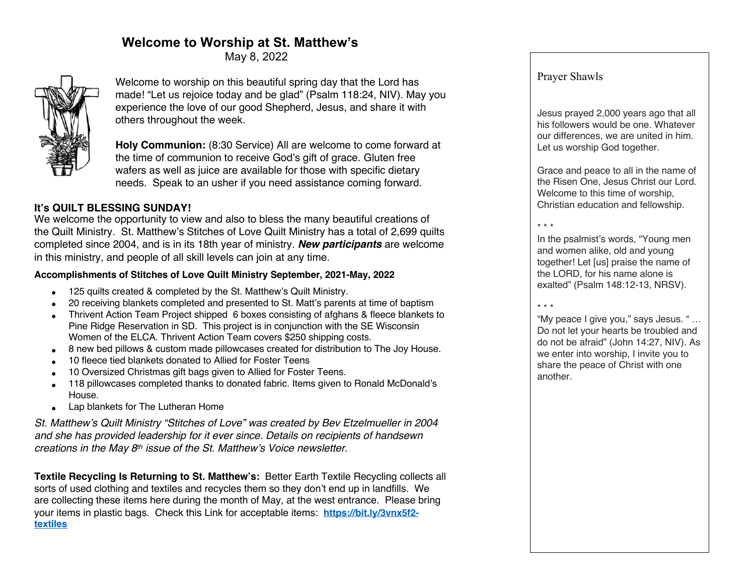# Welcome to Worship at St. Matthew's

May 8, 2022

Welcome to worship on this beautiful spring day that the Lord has made! "Let us rejoice today and be glad" (Psalm 118:24, NIV). May you experience the love of our good Shepherd, Jesus, and share it with others throughout the week.

**Holy Communion:** (8:30 Service) All are welcome to come forward at the time of communion to receive God's gift of grace. Gluten free wafers as well as juice are available for those with specific dietary needs. Speak to an usher if you need assistance coming forward.

**It's QUILT BLESSING SUNDAY!**

We welcome the opportunity to view and also to bless the many beautiful creations of the Quilt Ministry. St. Matthew's Stitches of Love Quilt Ministry has a total of 2,699 quilts completed since 2004, and is in its 18th year of ministry. ***New participants*** are welcome in this ministry, and people of all skill levels can join at any time.

**Accomplishments of Stitches of Love Quilt Ministry September, 2021-May, 2022**

- 125 quilts created & completed by the St. Matthew's Quilt Ministry.
- 20 receiving blankets completed and presented to St. Matt's parents at time of baptism
- Thrivent Action Team Project shipped 6 boxes consisting of afghans & fleece blankets to Pine Ridge Reservation in SD. This project is in conjunction with the SE Wisconsin Women of the ELCA. Thrivent Action Team covers $250 shipping costs.
- 8 new bed pillows & custom made pillowcases created for distribution to The Joy House.
- 10 fleece tied blankets donated to Allied for Foster Teens
- 10 Oversized Christmas gift bags given to Allied for Foster Teens.
- 118 pillowcases completed thanks to donated fabric. Items given to Ronald McDonald's House.
- Lap blankets for The Lutheran Home

*St. Matthew's Quilt Ministry "Stitches of Love" was created by Bev Etzelmueller in 2004 and she has provided leadership for it ever since. Details on recipients of handsewn creations in the May 8th issue of the St. Matthew's Voice newsletter.*

**Textile Recycling Is Returning to St. Matthew's:** Better Earth Textile Recycling collects all sorts of used clothing and textiles and recycles them so they don't end up in landfills. We are collecting these items here during the month of May, at the west entrance. Please bring your items in plastic bags. Check this Link for acceptable items: **https://bit.ly/3vnx5f2-textiles**

Prayer Shawls

Jesus prayed 2,000 years ago that all his followers would be one. Whatever our differences, we are united in him. Let us worship God together.

Grace and peace to all in the name of the Risen One, Jesus Christ our Lord. Welcome to this time of worship, Christian education and fellowship.

\* \* \*

In the psalmist's words, "Young men and women alike, old and young together! Let [us] praise the name of the LORD, for his name alone is exalted" (Psalm 148:12-13, NRSV).

\* \* \*

"My peace I give you," says Jesus. " … Do not let your hearts be troubled and do not be afraid" (John 14:27, NIV). As we enter into worship, I invite you to share the peace of Christ with one another.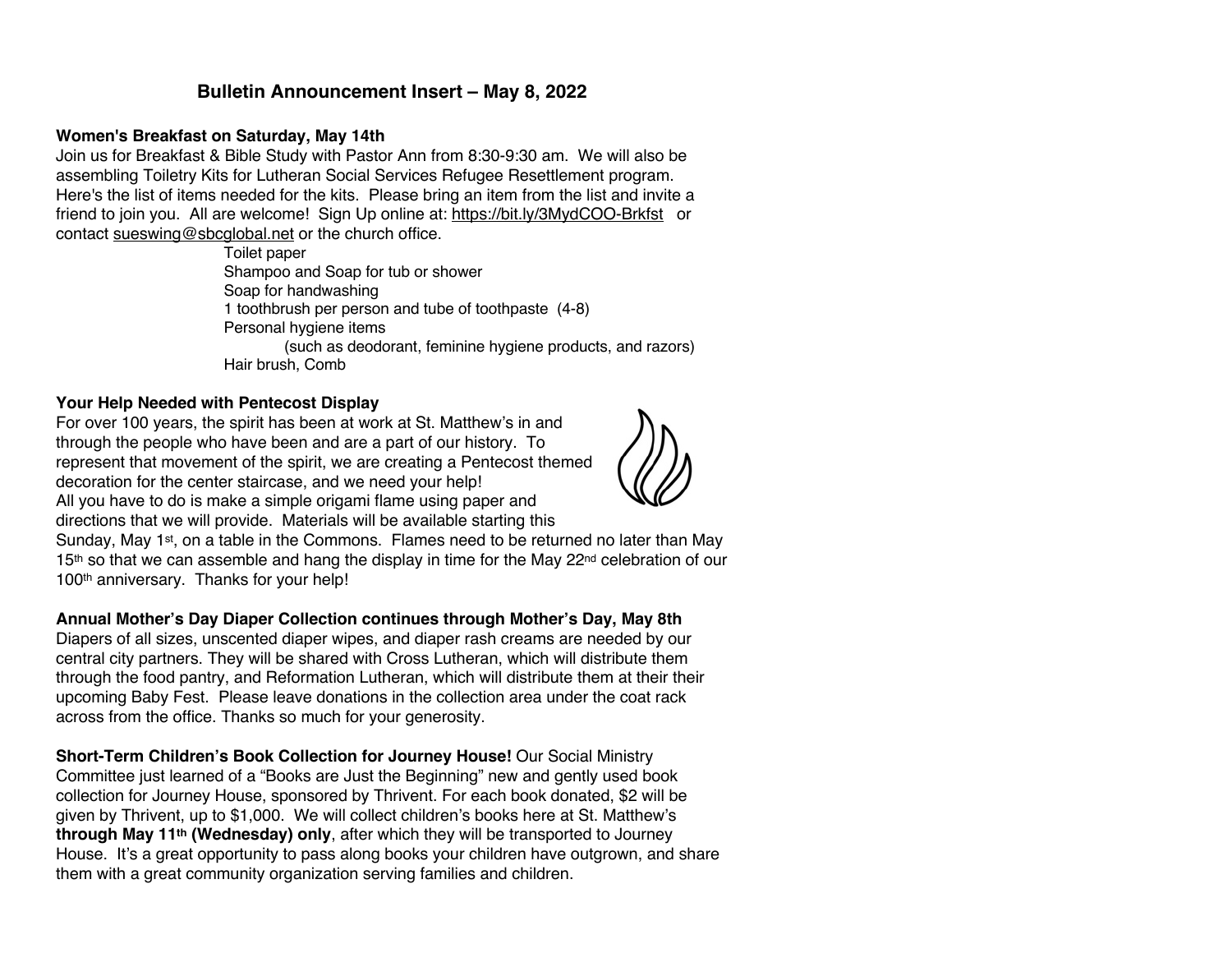# Bulletin Announcement Insert – May 8, 2022

**Women's Breakfast on Saturday, May 14th**

Join us for Breakfast & Bible Study with Pastor Ann from 8:30-9:30 am. We will also be assembling Toiletry Kits for Lutheran Social Services Refugee Resettlement program. Here's the list of items needed for the kits. Please bring an item from the list and invite a friend to join you. All are welcome! Sign Up online at: https://bit.ly/3MydCOO-Brkfst or contact sueswing@sbcglobal.net or the church office.

- Toilet paper
- Shampoo and Soap for tub or shower
- Soap for handwashing
- 1 toothbrush per person and tube of toothpaste (4-8)
- Personal hygiene items
  - (such as deodorant, feminine hygiene products, and razors)
- Hair brush, Comb

**Your Help Needed with Pentecost Display**

For over 100 years, the spirit has been at work at St. Matthew's in and through the people who have been and are a part of our history. To represent that movement of the spirit, we are creating a Pentecost themed decoration for the center staircase, and we need your help! All you have to do is make a simple origami flame using paper and directions that we will provide. Materials will be available starting this Sunday, May 1st, on a table in the Commons. Flames need to be returned no later than May 15th so that we can assemble and hang the display in time for the May 22nd celebration of our 100th anniversary. Thanks for your help!

**Annual Mother's Day Diaper Collection continues through Mother's Day, May 8th**

Diapers of all sizes, unscented diaper wipes, and diaper rash creams are needed by our central city partners. They will be shared with Cross Lutheran, which will distribute them through the food pantry, and Reformation Lutheran, which will distribute them at their their upcoming Baby Fest. Please leave donations in the collection area under the coat rack across from the office. Thanks so much for your generosity.

**Short-Term Children's Book Collection for Journey House!** Our Social Ministry Committee just learned of a "Books are Just the Beginning" new and gently used book collection for Journey House, sponsored by Thrivent. For each book donated, $2 will be given by Thrivent, up to $1,000. We will collect children's books here at St. Matthew's **through May 11th (Wednesday) only**, after which they will be transported to Journey House. It's a great opportunity to pass along books your children have outgrown, and share them with a great community organization serving families and children.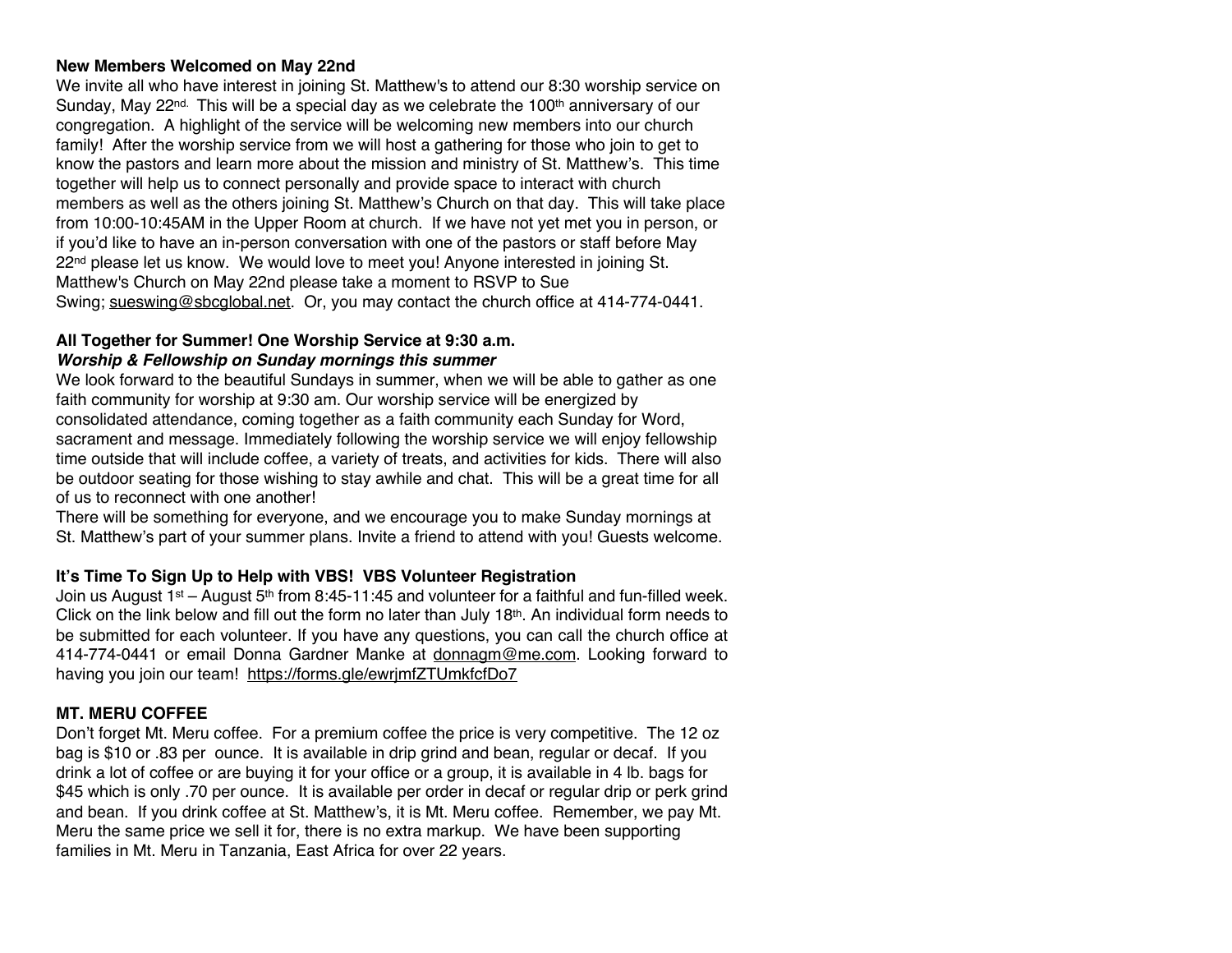**New Members Welcomed on May 22nd**

We invite all who have interest in joining St. Matthew's to attend our 8:30 worship service on Sunday, May 22nd. This will be a special day as we celebrate the 100th anniversary of our congregation. A highlight of the service will be welcoming new members into our church family! After the worship service from we will host a gathering for those who join to get to know the pastors and learn more about the mission and ministry of St. Matthew's. This time together will help us to connect personally and provide space to interact with church members as well as the others joining St. Matthew's Church on that day. This will take place from 10:00-10:45AM in the Upper Room at church. If we have not yet met you in person, or if you'd like to have an in-person conversation with one of the pastors or staff before May 22nd please let us know. We would love to meet you! Anyone interested in joining St. Matthew's Church on May 22nd please take a moment to RSVP to Sue Swing; sueswing@sbcglobal.net. Or, you may contact the church office at 414-774-0441.

**All Together for Summer! One Worship Service at 9:30 a.m.**

***Worship & Fellowship on Sunday mornings this summer***

We look forward to the beautiful Sundays in summer, when we will be able to gather as one faith community for worship at 9:30 am. Our worship service will be energized by consolidated attendance, coming together as a faith community each Sunday for Word, sacrament and message. Immediately following the worship service we will enjoy fellowship time outside that will include coffee, a variety of treats, and activities for kids. There will also be outdoor seating for those wishing to stay awhile and chat. This will be a great time for all of us to reconnect with one another!

There will be something for everyone, and we encourage you to make Sunday mornings at St. Matthew's part of your summer plans. Invite a friend to attend with you! Guests welcome.

**It's Time To Sign Up to Help with VBS! VBS Volunteer Registration**

Join us August 1st – August 5th from 8:45-11:45 and volunteer for a faithful and fun-filled week. Click on the link below and fill out the form no later than July 18th. An individual form needs to be submitted for each volunteer. If you have any questions, you can call the church office at 414-774-0441 or email Donna Gardner Manke at donnagm@me.com. Looking forward to having you join our team! https://forms.gle/ewrjmfZTUmkfcfDo7

**MT. MERU COFFEE**

Don't forget Mt. Meru coffee. For a premium coffee the price is very competitive. The 12 oz bag is $10 or .83 per ounce. It is available in drip grind and bean, regular or decaf. If you drink a lot of coffee or are buying it for your office or a group, it is available in 4 lb. bags for $45 which is only .70 per ounce. It is available per order in decaf or regular drip or perk grind and bean. If you drink coffee at St. Matthew's, it is Mt. Meru coffee. Remember, we pay Mt. Meru the same price we sell it for, there is no extra markup. We have been supporting families in Mt. Meru in Tanzania, East Africa for over 22 years.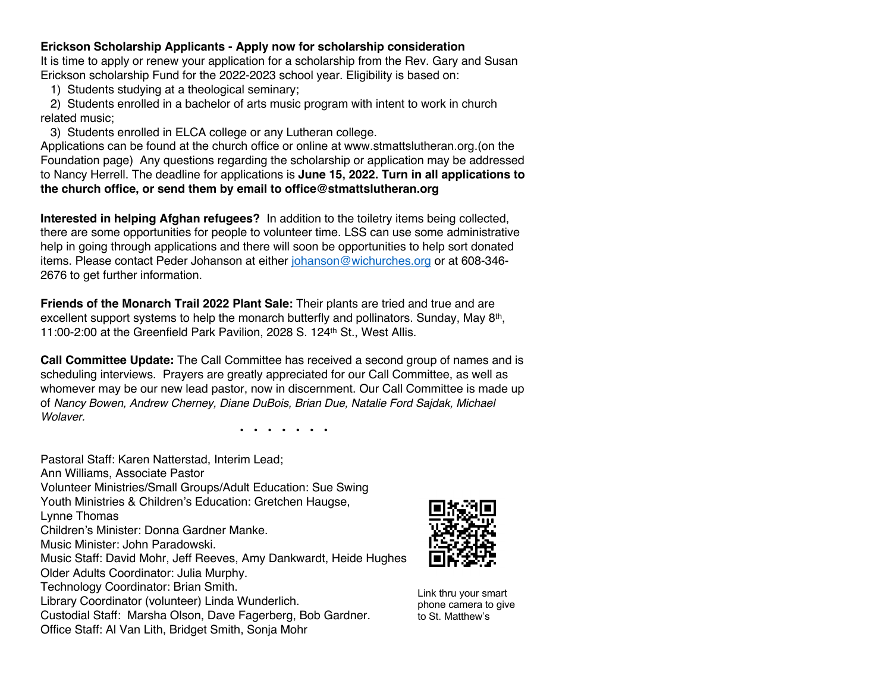**Erickson Scholarship Applicants - Apply now for scholarship consideration**
It is time to apply or renew your application for a scholarship from the Rev. Gary and Susan Erickson scholarship Fund for the 2022-2023 school year. Eligibility is based on:

1) Students studying at a theological seminary;
2) Students enrolled in a bachelor of arts music program with intent to work in church related music;
3) Students enrolled in ELCA college or any Lutheran college.

Applications can be found at the church office or online at www.stmattslutheran.org.(on the Foundation page) Any questions regarding the scholarship or application may be addressed to Nancy Herrell. The deadline for applications is **June 15, 2022. Turn in all applications to the church office, or send them by email to office@stmattslutheran.org**

**Interested in helping Afghan refugees?** In addition to the toiletry items being collected, there are some opportunities for people to volunteer time. LSS can use some administrative help in going through applications and there will soon be opportunities to help sort donated items. Please contact Peder Johanson at either johanson@wichurches.org or at 608-346-2676 to get further information.

**Friends of the Monarch Trail 2022 Plant Sale:** Their plants are tried and true and are excellent support systems to help the monarch butterfly and pollinators. Sunday, May 8th, 11:00-2:00 at the Greenfield Park Pavilion, 2028 S. 124th St., West Allis.

**Call Committee Update:** The Call Committee has received a second group of names and is scheduling interviews. Prayers are greatly appreciated for our Call Committee, as well as whomever may be our new lead pastor, now in discernment. Our Call Committee is made up of *Nancy Bowen, Andrew Cherney, Diane DuBois, Brian Due, Natalie Ford Sajdak, Michael Wolaver.*

• • • • • • •

Pastoral Staff: Karen Natterstad, Interim Lead;
Ann Williams, Associate Pastor
Volunteer Ministries/Small Groups/Adult Education: Sue Swing
Youth Ministries & Children's Education: Gretchen Haugse, Lynne Thomas
Children's Minister: Donna Gardner Manke.
Music Minister: John Paradowski.
Music Staff: David Mohr, Jeff Reeves, Amy Dankwardt, Heide Hughes
Older Adults Coordinator: Julia Murphy.
Technology Coordinator: Brian Smith.
Library Coordinator (volunteer) Linda Wunderlich.
Custodial Staff: Marsha Olson, Dave Fagerberg, Bob Gardner.
Office Staff: Al Van Lith, Bridget Smith, Sonja Mohr

Link thru your smart phone camera to give to St. Matthew's